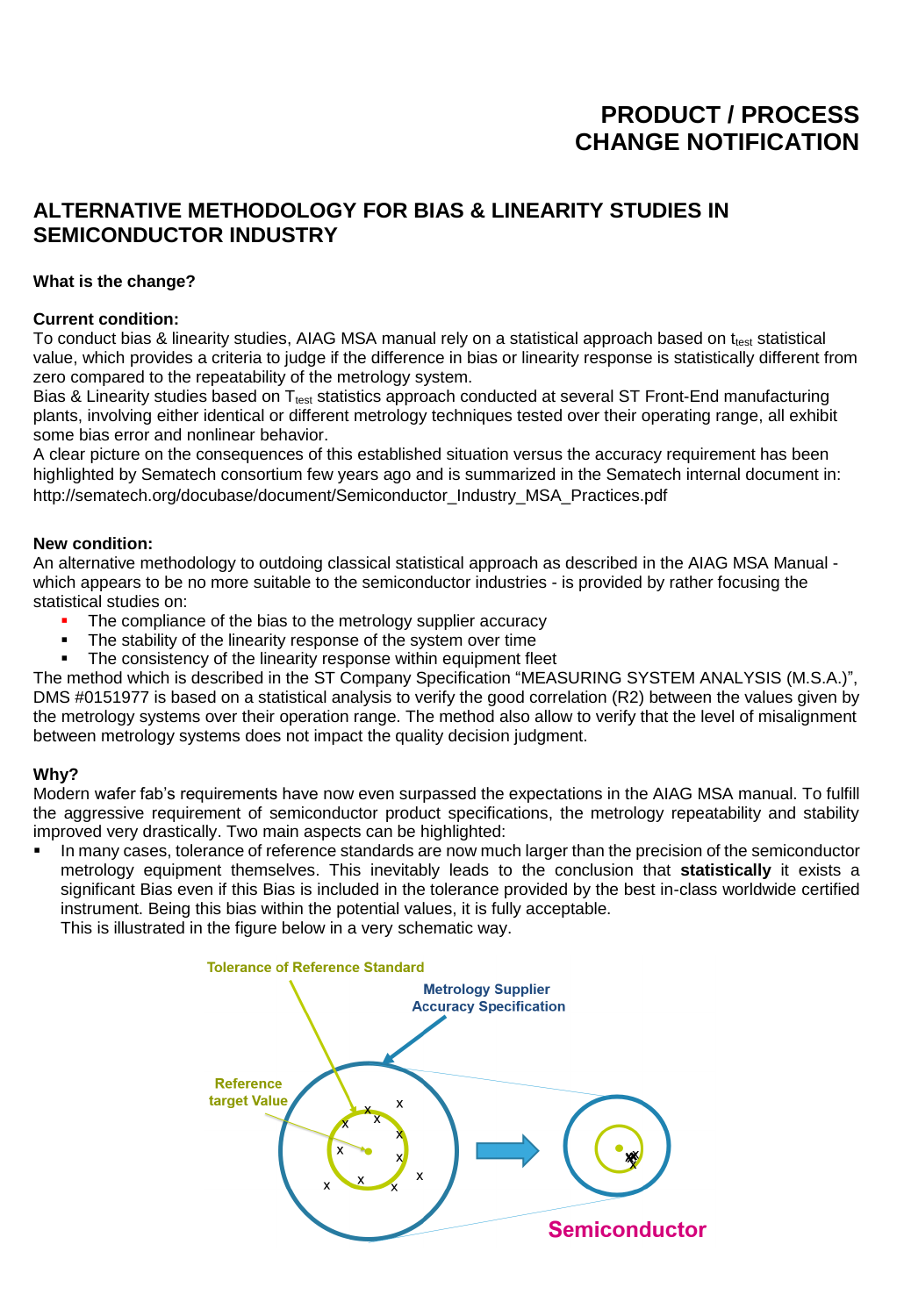# PRODUCT / PROCESS CHANGE NOTIFICATION

## ALTERNATIVE METHODOLOGY FOR BIAS & LINEARITY STUDIES IN SEMICONDUCTOR INDUSTRY

**What is the change?**

**Current condition:**

To conduct bias & linearity studies, AIAG MSA manual rely on a statistical approach based on $t_{test}$ statistical value, which provides a criteria to judge if the difference in bias or linearity response is statistically different from zero compared to the repeatability of the metrology system.

Bias & Linearity studies based on $T_{test}$ statistics approach conducted at several ST Front-End manufacturing plants, involving either identical or different metrology techniques tested over their operating range, all exhibit some bias error and nonlinear behavior.

A clear picture on the consequences of this established situation versus the accuracy requirement has been highlighted by Sematech consortium few years ago and is summarized in the Sematech internal document in: http://sematech.org/docubase/document/Semiconductor_Industry_MSA_Practices.pdf

**New condition:**

An alternative methodology to outdoing classical statistical approach as described in the AIAG MSA Manual - which appears to be no more suitable to the semiconductor industries - is provided by rather focusing the statistical studies on:

- The compliance of the bias to the metrology supplier accuracy
- The stability of the linearity response of the system over time
- The consistency of the linearity response within equipment fleet

The method which is described in the ST Company Specification "MEASURING SYSTEM ANALYSIS (M.S.A.)", DMS #0151977 is based on a statistical analysis to verify the good correlation (R2) between the values given by the metrology systems over their operation range. The method also allow to verify that the level of misalignment between metrology systems does not impact the quality decision judgment.

**Why?**

Modern wafer fab's requirements have now even surpassed the expectations in the AIAG MSA manual. To fulfill the aggressive requirement of semiconductor product specifications, the metrology repeatability and stability improved very drastically. Two main aspects can be highlighted:

- In many cases, tolerance of reference standards are now much larger than the precision of the semiconductor metrology equipment themselves. This inevitably leads to the conclusion that **statistically** it exists a significant Bias even if this Bias is included in the tolerance provided by the best in-class worldwide certified instrument. Being this bias within the potential values, it is fully acceptable.
  This is illustrated in the figure below in a very schematic way.

Tolerance of Reference Standard

Metrology Supplier Accuracy Specification

Reference target Value

Semiconductor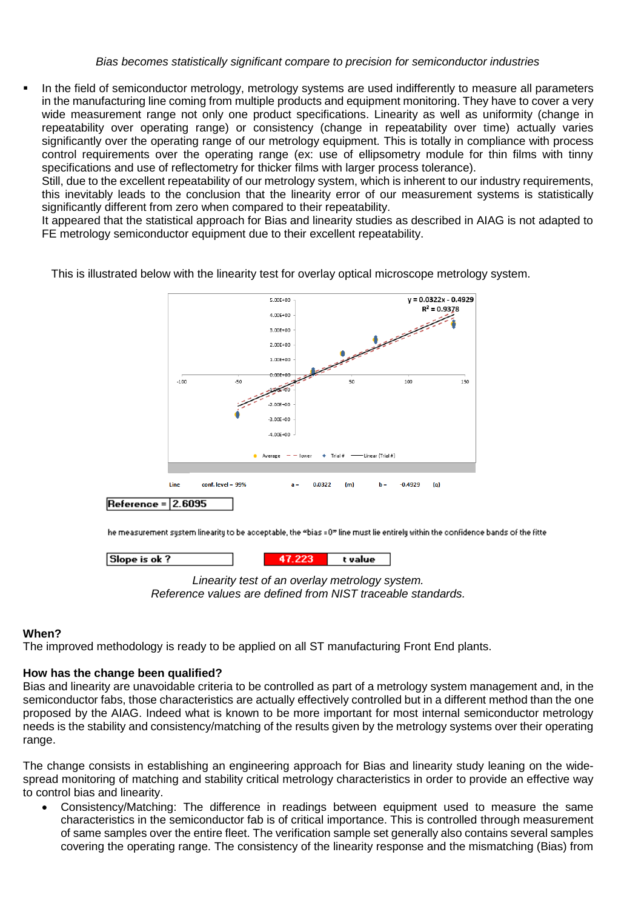*Bias becomes statistically significant compare to precision for semiconductor industries*

- In the field of semiconductor metrology, metrology systems are used indifferently to measure all parameters in the manufacturing line coming from multiple products and equipment monitoring. They have to cover a very wide measurement range not only one product specifications. Linearity as well as uniformity (change in repeatability over operating range) or consistency (change in repeatability over time) actually varies significantly over the operating range of our metrology equipment. This is totally in compliance with process control requirements over the operating range (ex: use of ellipsometry module for thin films with tinny specifications and use of reflectometry for thicker films with larger process tolerance).
  Still, due to the excellent repeatability of our metrology system, which is inherent to our industry requirements, this inevitably leads to the conclusion that the linearity error of our measurement systems is statistically significantly different from zero when compared to their repeatability.
  It appeared that the statistical approach for Bias and linearity studies as described in AIAG is not adapted to FE metrology semiconductor equipment due to their excellent repeatability.

This is illustrated below with the linearity test for overlay optical microscope metrology system.

y = 0.0322x - 0.4929
$R^2$ = 0.9378

5.00E+00
4.00E+00
3.00E+00
2.00E+00
1.00E+00
0.00E+00
-1.00E+00
-2.00E+00
-3.00E+00
-4.00E+00

-100
-50
0
50
100
150

Average
lower
Trial #
Linear (Trial #)

Line conf. level = 99% a = 0.0322 (m) b = -0.4929 (q)

Reference = 2.6095

he measurement system linearity to be acceptable, the "bias = 0" line must lie entirely within the confidence bands of the fitte

Slope is ok ? 47.223 t value

*Linearity test of an overlay metrology system.*
*Reference values are defined from NIST traceable standards.*

**When?**
The improved methodology is ready to be applied on all ST manufacturing Front End plants.

**How has the change been qualified?**
Bias and linearity are unavoidable criteria to be controlled as part of a metrology system management and, in the semiconductor fabs, those characteristics are actually effectively controlled but in a different method than the one proposed by the AIAG. Indeed what is known to be more important for most internal semiconductor metrology needs is the stability and consistency/matching of the results given by the metrology systems over their operating range.

The change consists in establishing an engineering approach for Bias and linearity study leaning on the wide-spread monitoring of matching and stability critical metrology characteristics in order to provide an effective way to control bias and linearity.

- Consistency/Matching: The difference in readings between equipment used to measure the same characteristics in the semiconductor fab is of critical importance. This is controlled through measurement of same samples over the entire fleet. The verification sample set generally also contains several samples covering the operating range. The consistency of the linearity response and the mismatching (Bias) from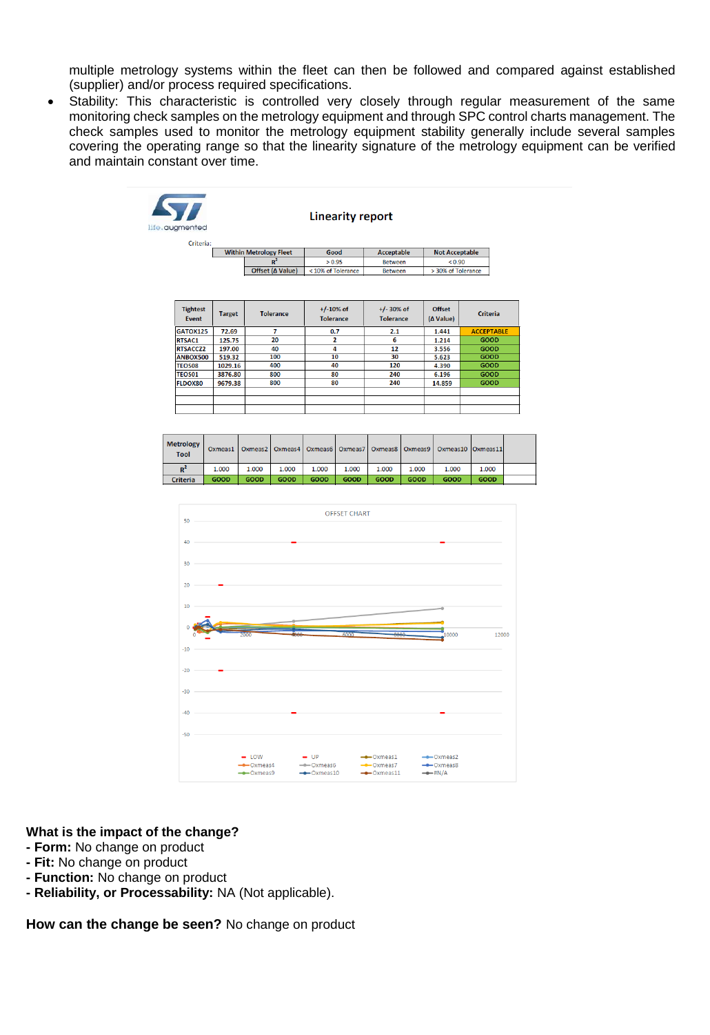multiple metrology systems within the fleet can then be followed and compared against established (supplier) and/or process required specifications.

- Stability: This characteristic is controlled very closely through regular measurement of the same monitoring check samples on the metrology equipment and through SPC control charts management. The check samples used to monitor the metrology equipment stability generally include several samples covering the operating range so that the linearity signature of the metrology equipment can be verified and maintain constant over time.

life.augmented

**Linearity report**

Criteria:

| Within Metrology Fleet | Good | Acceptable | Not Acceptable |
|---|---|---|---|
| $R^2$ | > 0.95 | Between | < 0.90 |
| Offset (Δ Value) | < 10% of Tolerance | Between | > 30% of Tolerance |

| Tightest Event | Target | Tolerance | +/-10% of Tolerance | +/- 30% of Tolerance | Offset (Δ Value) | Criteria |
|---|---|---|---|---|---|---|
| GATOX125 | 72.69 | 7 | 0.7 | 2.1 | 1.441 | ACCEPTABLE |
| RTSAC1 | 125.75 | 20 | 2 | 6 | 1.214 | GOOD |
| RTSACC2 | 197.00 | 40 | 4 | 12 | 3.556 | GOOD |
| ANBOX500 | 519.32 | 100 | 10 | 30 | 5.623 | GOOD |
| TEOS08 | 1029.16 | 400 | 40 | 120 | 4.390 | GOOD |
| TEOS01 | 3876.80 | 800 | 80 | 240 | 6.196 | GOOD |
| FLDOX80 | 9679.38 | 800 | 80 | 240 | 14.859 | GOOD |

| Metrology Tool | Oxmeas1 | Oxmeas2 | Oxmeas4 | Oxmeas6 | Oxmeas7 | Oxmeas8 | Oxmeas9 | Oxmeas10 | Oxmeas11 |
|---|---|---|---|---|---|---|---|---|---|
| $R^2$ | 1.000 | 1.000 | 1.000 | 1.000 | 1.000 | 1.000 | 1.000 | 1.000 | 1.000 |
| Criteria | GOOD | GOOD | GOOD | GOOD | GOOD | GOOD | GOOD | GOOD | GOOD |

OFFSET CHART

50
40
30
20
10
0
-10
-20
-30
-40
-50

0
2000
4000
6000
8000
10000
12000

LOW
UP
Oxmeas1
Oxmeas2
Oxmeas4
Oxmeas6
Oxmeas7
Oxmeas8
Oxmeas9
Oxmeas10
Oxmeas11
#N/A

**What is the impact of the change?**

- **Form:** No change on product
- **Fit:** No change on product
- **Function:** No change on product
- **Reliability, or Processability:** NA (Not applicable).

**How can the change be seen?** No change on product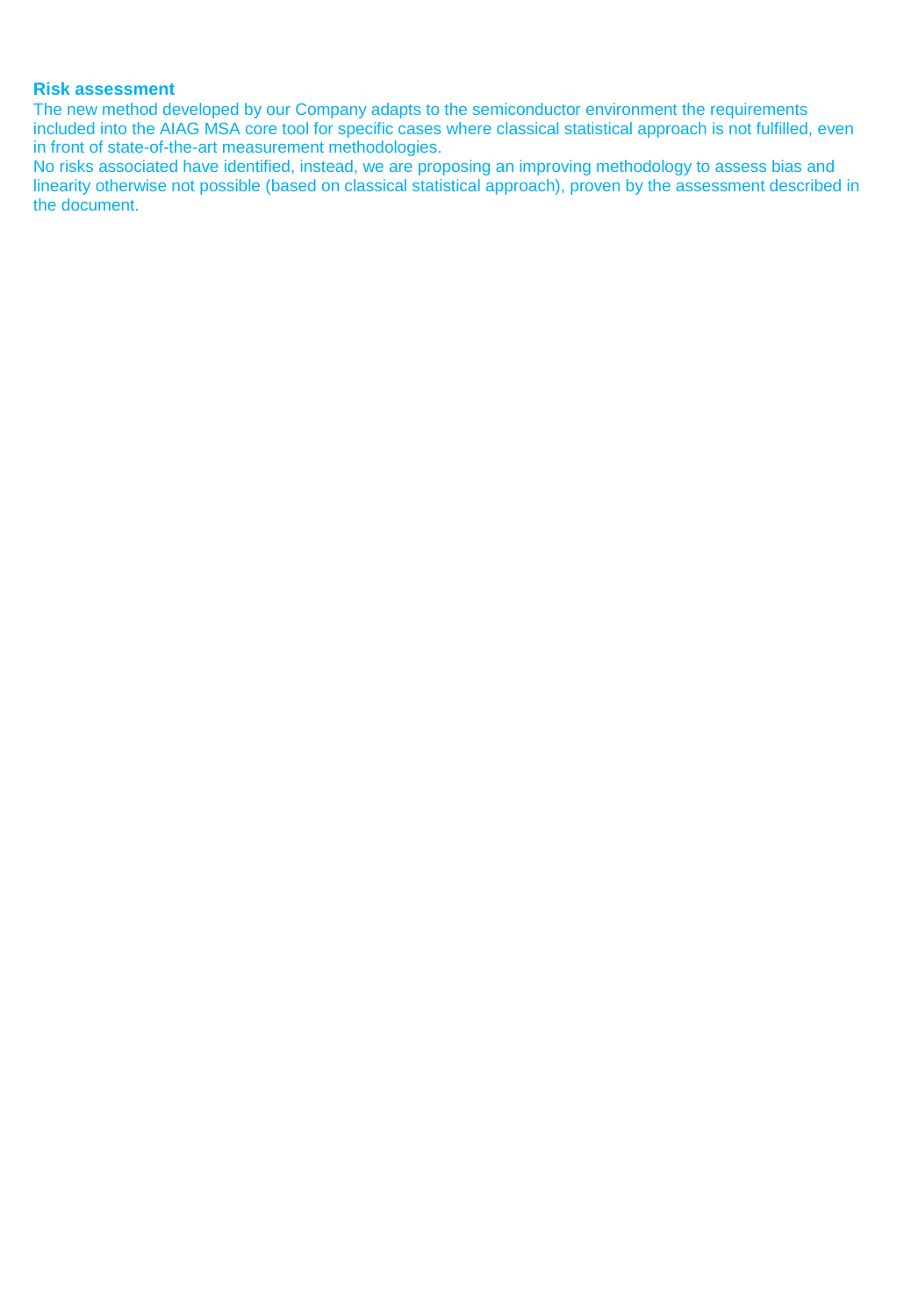**Risk assessment**

The new method developed by our Company adapts to the semiconductor environment the requirements included into the AIAG MSA core tool for specific cases where classical statistical approach is not fulfilled, even in front of state-of-the-art measurement methodologies.

No risks associated have identified, instead, we are proposing an improving methodology to assess bias and linearity otherwise not possible (based on classical statistical approach), proven by the assessment described in the document.